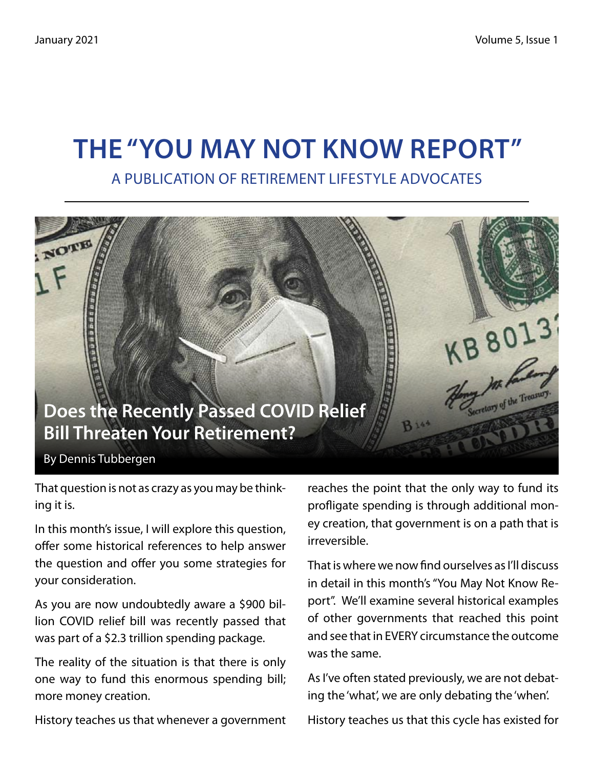# THE "YOU MAY NOT KNOW REPORT"

A PUBLICATION OF RETIREMENT LIFESTYLE ADVOCATES

## Does the Recently Passed COVID Relief Bill Threaten Your Retirement?

By Dennis Tubbergen

That question is not as crazy as you may be thinking it is.

In this month's issue, I will explore this question, offer some historical references to help answer the question and offer you some strategies for your consideration.

As you are now undoubtedly aware a $900 billion COVID relief bill was recently passed that was part of a $2.3 trillion spending package.

The reality of the situation is that there is only one way to fund this enormous spending bill; more money creation.

History teaches us that whenever a government reaches the point that the only way to fund its profligate spending is through additional money creation, that government is on a path that is irreversible.

That is where we now find ourselves as I'll discuss in detail in this month's "You May Not Know Report". We'll examine several historical examples of other governments that reached this point and see that in EVERY circumstance the outcome was the same.

As I've often stated previously, we are not debating the 'what', we are only debating the 'when'.

History teaches us that this cycle has existed for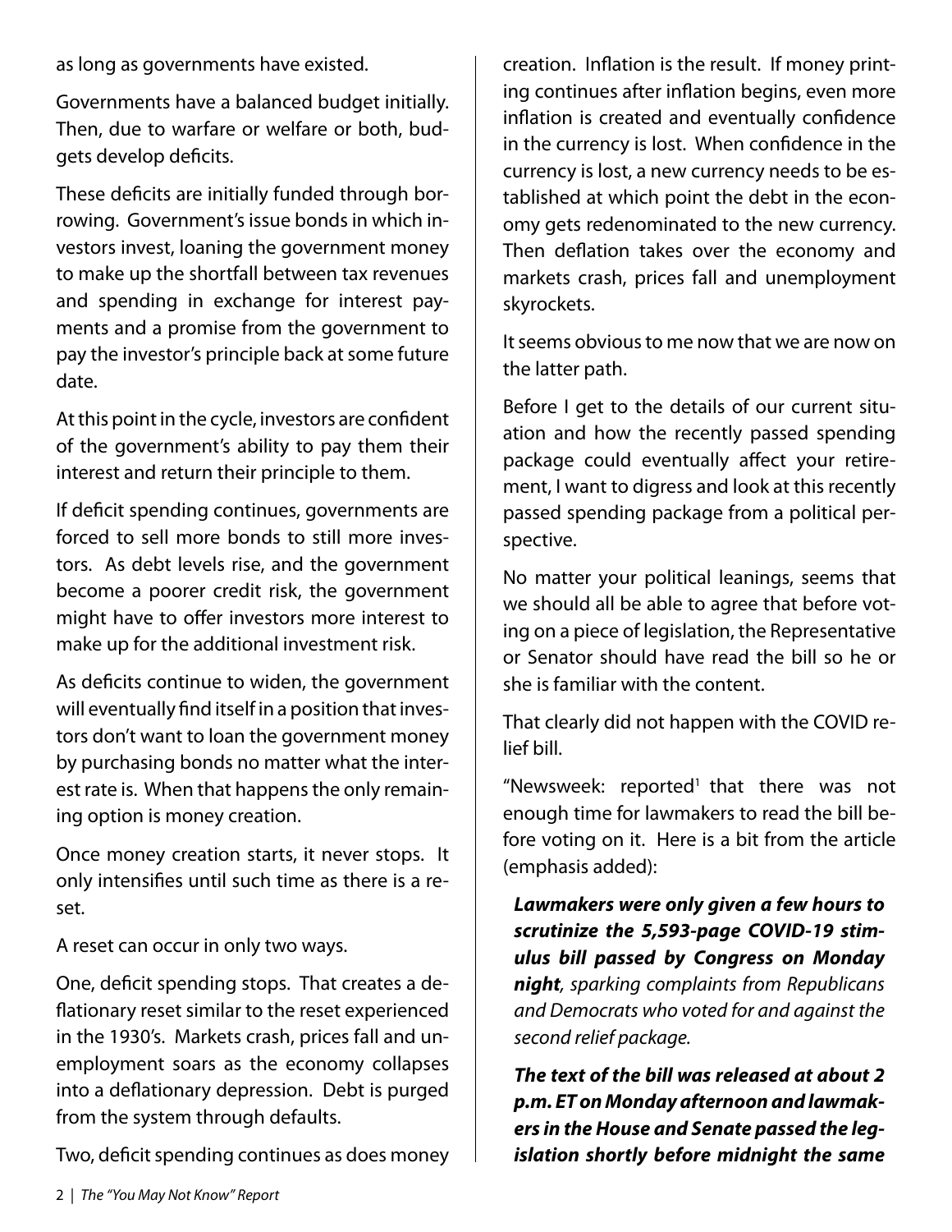as long as governments have existed.

Governments have a balanced budget initially. Then, due to warfare or welfare or both, budgets develop deficits.

These deficits are initially funded through borrowing. Government's issue bonds in which investors invest, loaning the government money to make up the shortfall between tax revenues and spending in exchange for interest payments and a promise from the government to pay the investor's principle back at some future date.

At this point in the cycle, investors are confident of the government's ability to pay them their interest and return their principle to them.

If deficit spending continues, governments are forced to sell more bonds to still more investors. As debt levels rise, and the government become a poorer credit risk, the government might have to offer investors more interest to make up for the additional investment risk.

As deficits continue to widen, the government will eventually find itself in a position that investors don't want to loan the government money by purchasing bonds no matter what the interest rate is. When that happens the only remaining option is money creation.

Once money creation starts, it never stops. It only intensifies until such time as there is a reset.

A reset can occur in only two ways.

One, deficit spending stops. That creates a deflationary reset similar to the reset experienced in the 1930's. Markets crash, prices fall and unemployment soars as the economy collapses into a deflationary depression. Debt is purged from the system through defaults.

Two, deficit spending continues as does money creation. Inflation is the result. If money printing continues after inflation begins, even more inflation is created and eventually confidence in the currency is lost. When confidence in the currency is lost, a new currency needs to be established at which point the debt in the economy gets redenominated to the new currency. Then deflation takes over the economy and markets crash, prices fall and unemployment skyrockets.

It seems obvious to me now that we are now on the latter path.

Before I get to the details of our current situation and how the recently passed spending package could eventually affect your retirement, I want to digress and look at this recently passed spending package from a political perspective.

No matter your political leanings, seems that we should all be able to agree that before voting on a piece of legislation, the Representative or Senator should have read the bill so he or she is familiar with the content.

That clearly did not happen with the COVID relief bill.

"Newsweek: reported[1] that there was not enough time for lawmakers to read the bill before voting on it. Here is a bit from the article (emphasis added):

> ***Lawmakers were only given a few hours to scrutinize the 5,593-page COVID-19 stimulus bill passed by Congress on Monday night****, sparking complaints from Republicans and Democrats who voted for and against the second relief package.*
>
> ***The text of the bill was released at about 2 p.m. ET on Monday afternoon and lawmakers in the House and Senate passed the legislation shortly before midnight the same***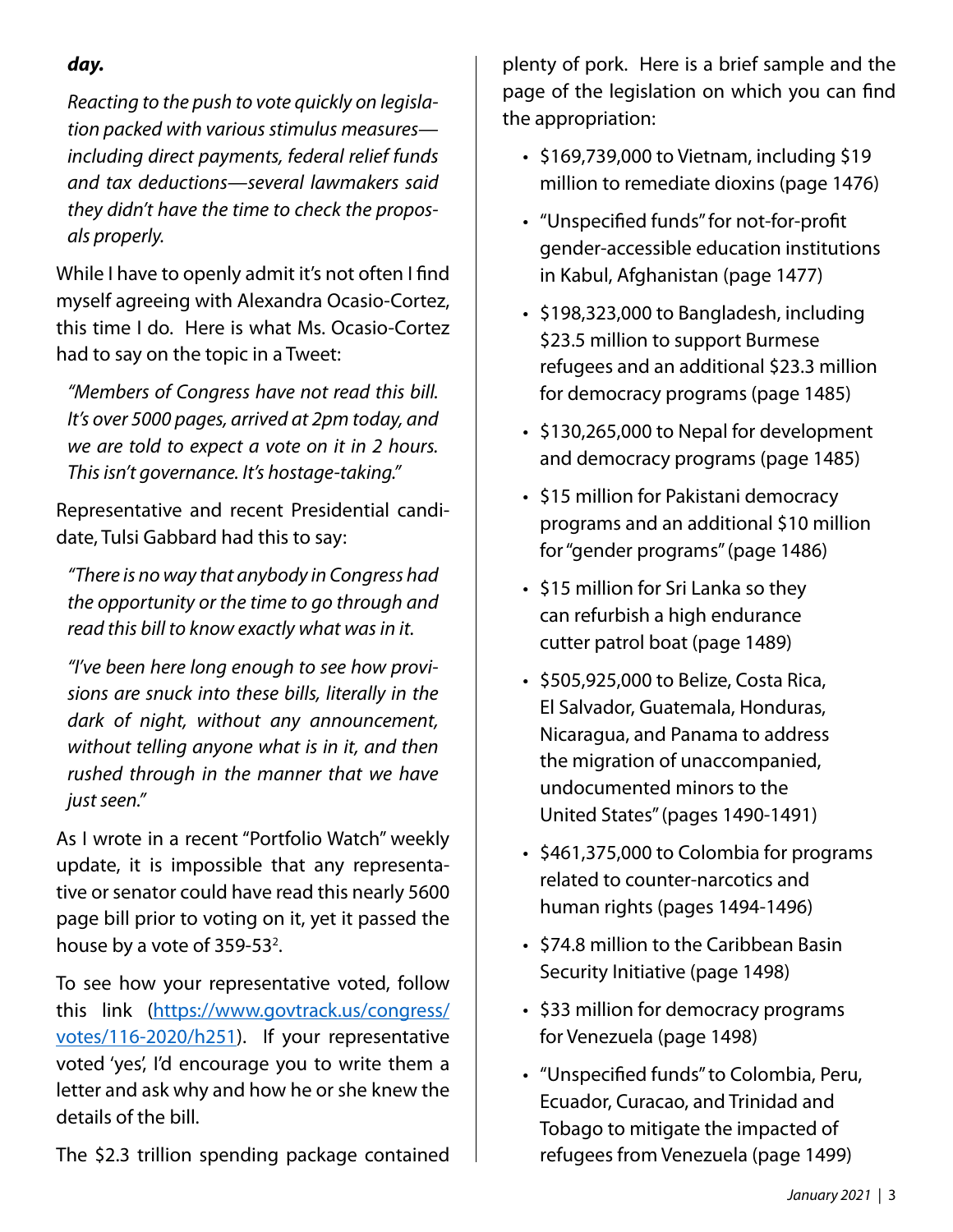***day.***

*Reacting to the push to vote quickly on legislation packed with various stimulus measures—including direct payments, federal relief funds and tax deductions—several lawmakers said they didn't have the time to check the proposals properly.*

While I have to openly admit it's not often I find myself agreeing with Alexandra Ocasio-Cortez, this time I do. Here is what Ms. Ocasio-Cortez had to say on the topic in a Tweet:

*"Members of Congress have not read this bill. It's over 5000 pages, arrived at 2pm today, and we are told to expect a vote on it in 2 hours. This isn't governance. It's hostage-taking."*

Representative and recent Presidential candidate, Tulsi Gabbard had this to say:

*"There is no way that anybody in Congress had the opportunity or the time to go through and read this bill to know exactly what was in it.*

*"I've been here long enough to see how provisions are snuck into these bills, literally in the dark of night, without any announcement, without telling anyone what is in it, and then rushed through in the manner that we have just seen."*

As I wrote in a recent "Portfolio Watch" weekly update, it is impossible that any representative or senator could have read this nearly 5600 page bill prior to voting on it, yet it passed the house by a vote of 359-53[2].

To see how your representative voted, follow this link (https://www.govtrack.us/congress/votes/116-2020/h251). If your representative voted 'yes', I'd encourage you to write them a letter and ask why and how he or she knew the details of the bill.

The $2.3 trillion spending package contained plenty of pork. Here is a brief sample and the page of the legislation on which you can find the appropriation:

- $169,739,000 to Vietnam, including $19 million to remediate dioxins (page 1476)
- "Unspecified funds" for not-for-profit gender-accessible education institutions in Kabul, Afghanistan (page 1477)
- $198,323,000 to Bangladesh, including $23.5 million to support Burmese refugees and an additional $23.3 million for democracy programs (page 1485)
- $130,265,000 to Nepal for development and democracy programs (page 1485)
- $15 million for Pakistani democracy programs and an additional $10 million for "gender programs" (page 1486)
- $15 million for Sri Lanka so they can refurbish a high endurance cutter patrol boat (page 1489)
- $505,925,000 to Belize, Costa Rica, El Salvador, Guatemala, Honduras, Nicaragua, and Panama to address the migration of unaccompanied, undocumented minors to the United States" (pages 1490-1491)
- $461,375,000 to Colombia for programs related to counter-narcotics and human rights (pages 1494-1496)
- $74.8 million to the Caribbean Basin Security Initiative (page 1498)
- $33 million for democracy programs for Venezuela (page 1498)
- "Unspecified funds" to Colombia, Peru, Ecuador, Curacao, and Trinidad and Tobago to mitigate the impacted of refugees from Venezuela (page 1499)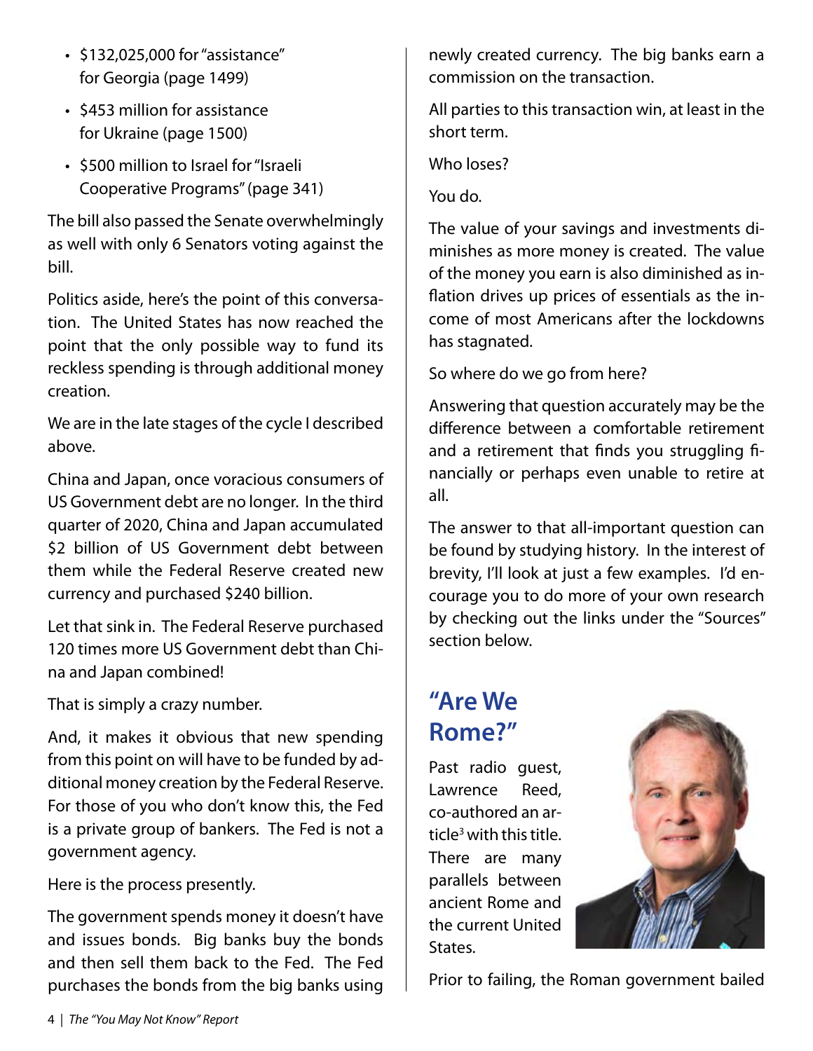- $132,025,000 for "assistance" for Georgia (page 1499)
- $453 million for assistance for Ukraine (page 1500)
- $500 million to Israel for "Israeli Cooperative Programs" (page 341)

The bill also passed the Senate overwhelmingly as well with only 6 Senators voting against the bill.

Politics aside, here's the point of this conversation. The United States has now reached the point that the only possible way to fund its reckless spending is through additional money creation.

We are in the late stages of the cycle I described above.

China and Japan, once voracious consumers of US Government debt are no longer. In the third quarter of 2020, China and Japan accumulated $2 billion of US Government debt between them while the Federal Reserve created new currency and purchased $240 billion.

Let that sink in. The Federal Reserve purchased 120 times more US Government debt than China and Japan combined!

That is simply a crazy number.

And, it makes it obvious that new spending from this point on will have to be funded by additional money creation by the Federal Reserve. For those of you who don't know this, the Fed is a private group of bankers. The Fed is not a government agency.

Here is the process presently.

The government spends money it doesn't have and issues bonds. Big banks buy the bonds and then sell them back to the Fed. The Fed purchases the bonds from the big banks using newly created currency. The big banks earn a commission on the transaction.

All parties to this transaction win, at least in the short term.

Who loses?

You do.

The value of your savings and investments diminishes as more money is created. The value of the money you earn is also diminished as inflation drives up prices of essentials as the income of most Americans after the lockdowns has stagnated.

So where do we go from here?

Answering that question accurately may be the difference between a comfortable retirement and a retirement that finds you struggling financially or perhaps even unable to retire at all.

The answer to that all-important question can be found by studying history. In the interest of brevity, I'll look at just a few examples. I'd encourage you to do more of your own research by checking out the links under the "Sources" section below.

## "Are We Rome?"

Past radio guest, Lawrence Reed, co-authored an article[3] with this title. There are many parallels between ancient Rome and the current United States.

Prior to failing, the Roman government bailed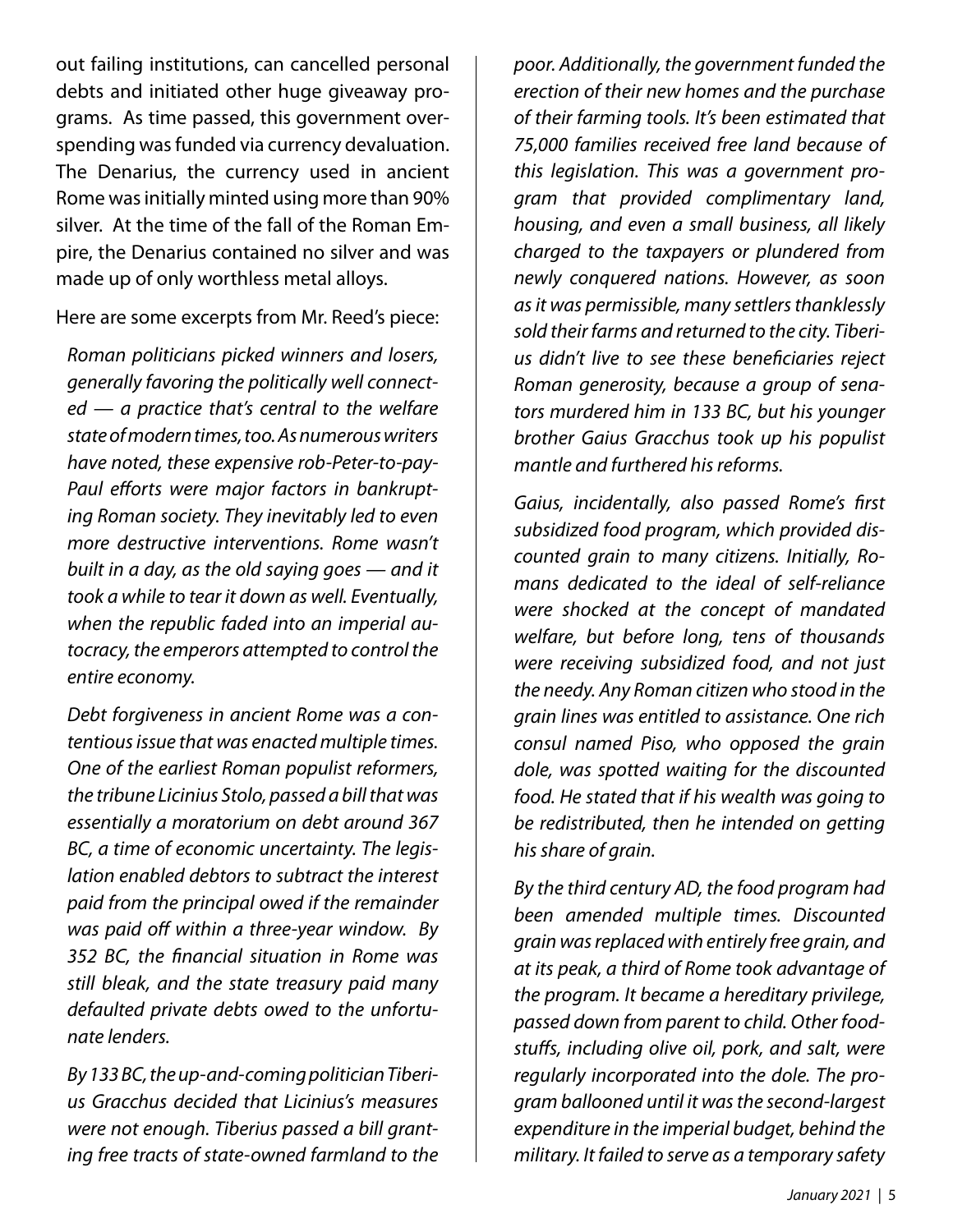out failing institutions, can cancelled personal debts and initiated other huge giveaway programs. As time passed, this government overspending was funded via currency devaluation. The Denarius, the currency used in ancient Rome was initially minted using more than 90% silver. At the time of the fall of the Roman Empire, the Denarius contained no silver and was made up of only worthless metal alloys.

Here are some excerpts from Mr. Reed's piece:

> *Roman politicians picked winners and losers, generally favoring the politically well connected — a practice that's central to the welfare state of modern times, too. As numerous writers have noted, these expensive rob-Peter-to-pay-Paul efforts were major factors in bankrupting Roman society. They inevitably led to even more destructive interventions. Rome wasn't built in a day, as the old saying goes — and it took a while to tear it down as well. Eventually, when the republic faded into an imperial autocracy, the emperors attempted to control the entire economy.*
>
> *Debt forgiveness in ancient Rome was a contentious issue that was enacted multiple times. One of the earliest Roman populist reformers, the tribune Licinius Stolo, passed a bill that was essentially a moratorium on debt around 367 BC, a time of economic uncertainty. The legislation enabled debtors to subtract the interest paid from the principal owed if the remainder was paid off within a three-year window. By 352 BC, the financial situation in Rome was still bleak, and the state treasury paid many defaulted private debts owed to the unfortunate lenders.*
>
> *By 133 BC, the up-and-coming politician Tiberius Gracchus decided that Licinius's measures were not enough. Tiberius passed a bill granting free tracts of state-owned farmland to the poor. Additionally, the government funded the erection of their new homes and the purchase of their farming tools. It's been estimated that 75,000 families received free land because of this legislation. This was a government program that provided complimentary land, housing, and even a small business, all likely charged to the taxpayers or plundered from newly conquered nations. However, as soon as it was permissible, many settlers thanklessly sold their farms and returned to the city. Tiberius didn't live to see these beneficiaries reject Roman generosity, because a group of senators murdered him in 133 BC, but his younger brother Gaius Gracchus took up his populist mantle and furthered his reforms.*
>
> *Gaius, incidentally, also passed Rome's first subsidized food program, which provided discounted grain to many citizens. Initially, Romans dedicated to the ideal of self-reliance were shocked at the concept of mandated welfare, but before long, tens of thousands were receiving subsidized food, and not just the needy. Any Roman citizen who stood in the grain lines was entitled to assistance. One rich consul named Piso, who opposed the grain dole, was spotted waiting for the discounted food. He stated that if his wealth was going to be redistributed, then he intended on getting his share of grain.*
>
> *By the third century AD, the food program had been amended multiple times. Discounted grain was replaced with entirely free grain, and at its peak, a third of Rome took advantage of the program. It became a hereditary privilege, passed down from parent to child. Other foodstuffs, including olive oil, pork, and salt, were regularly incorporated into the dole. The program ballooned until it was the second-largest expenditure in the imperial budget, behind the military. It failed to serve as a temporary safety*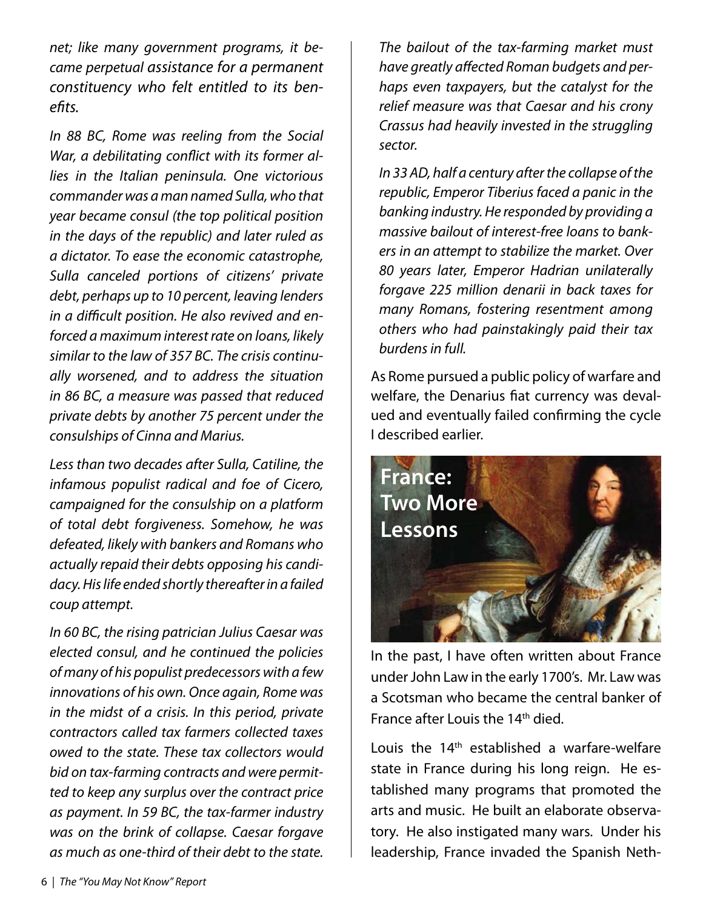*net; like many government programs, it became perpetual assistance for a permanent constituency who felt entitled to its benefits.*

*In 88 BC, Rome was reeling from the Social War, a debilitating conflict with its former allies in the Italian peninsula. One victorious commander was a man named Sulla, who that year became consul (the top political position in the days of the republic) and later ruled as a dictator. To ease the economic catastrophe, Sulla canceled portions of citizens' private debt, perhaps up to 10 percent, leaving lenders in a difficult position. He also revived and enforced a maximum interest rate on loans, likely similar to the law of 357 BC. The crisis continually worsened, and to address the situation in 86 BC, a measure was passed that reduced private debts by another 75 percent under the consulships of Cinna and Marius.*

*Less than two decades after Sulla, Catiline, the infamous populist radical and foe of Cicero, campaigned for the consulship on a platform of total debt forgiveness. Somehow, he was defeated, likely with bankers and Romans who actually repaid their debts opposing his candidacy. His life ended shortly thereafter in a failed coup attempt.*

*In 60 BC, the rising patrician Julius Caesar was elected consul, and he continued the policies of many of his populist predecessors with a few innovations of his own. Once again, Rome was in the midst of a crisis. In this period, private contractors called tax farmers collected taxes owed to the state. These tax collectors would bid on tax-farming contracts and were permitted to keep any surplus over the contract price as payment. In 59 BC, the tax-farmer industry was on the brink of collapse. Caesar forgave as much as one-third of their debt to the state. The bailout of the tax-farming market must have greatly affected Roman budgets and perhaps even taxpayers, but the catalyst for the relief measure was that Caesar and his crony Crassus had heavily invested in the struggling sector.*

*In 33 AD, half a century after the collapse of the republic, Emperor Tiberius faced a panic in the banking industry. He responded by providing a massive bailout of interest-free loans to bankers in an attempt to stabilize the market. Over 80 years later, Emperor Hadrian unilaterally forgave 225 million denarii in back taxes for many Romans, fostering resentment among others who had painstakingly paid their tax burdens in full.*

As Rome pursued a public policy of warfare and welfare, the Denarius fiat currency was devalued and eventually failed confirming the cycle I described earlier.

## France: Two More Lessons

In the past, I have often written about France under John Law in the early 1700's. Mr. Law was a Scotsman who became the central banker of France after Louis the 14th died.

Louis the 14th established a warfare-welfare state in France during his long reign. He established many programs that promoted the arts and music. He built an elaborate observatory. He also instigated many wars. Under his leadership, France invaded the Spanish Neth-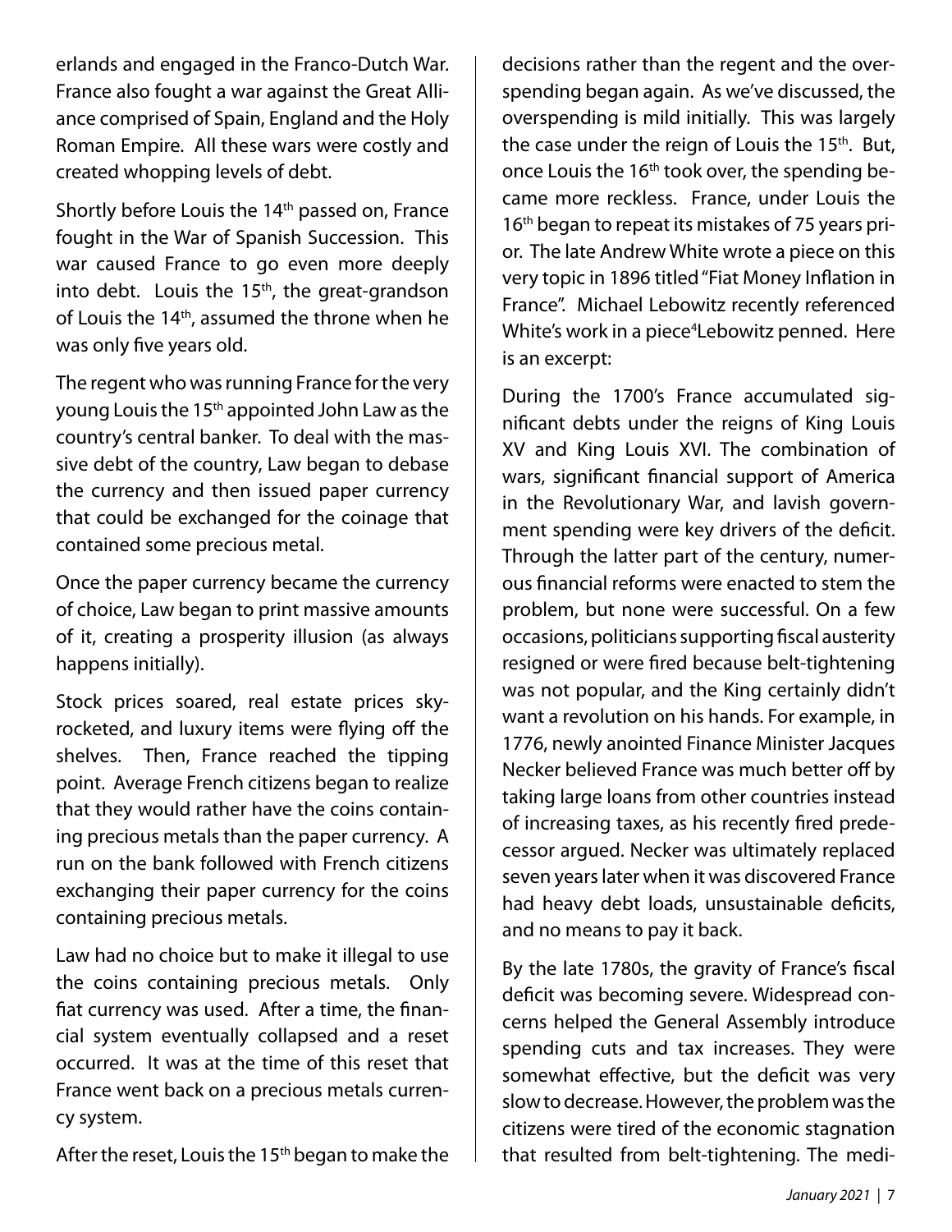erlands and engaged in the Franco-Dutch War. France also fought a war against the Great Alliance comprised of Spain, England and the Holy Roman Empire. All these wars were costly and created whopping levels of debt.

Shortly before Louis the 14th passed on, France fought in the War of Spanish Succession. This war caused France to go even more deeply into debt. Louis the 15th, the great-grandson of Louis the 14th, assumed the throne when he was only five years old.

The regent who was running France for the very young Louis the 15th appointed John Law as the country's central banker. To deal with the massive debt of the country, Law began to debase the currency and then issued paper currency that could be exchanged for the coinage that contained some precious metal.

Once the paper currency became the currency of choice, Law began to print massive amounts of it, creating a prosperity illusion (as always happens initially).

Stock prices soared, real estate prices skyrocketed, and luxury items were flying off the shelves. Then, France reached the tipping point. Average French citizens began to realize that they would rather have the coins containing precious metals than the paper currency. A run on the bank followed with French citizens exchanging their paper currency for the coins containing precious metals.

Law had no choice but to make it illegal to use the coins containing precious metals. Only fiat currency was used. After a time, the financial system eventually collapsed and a reset occurred. It was at the time of this reset that France went back on a precious metals currency system.

After the reset, Louis the 15th began to make the decisions rather than the regent and the overspending began again. As we've discussed, the overspending is mild initially. This was largely the case under the reign of Louis the 15th. But, once Louis the 16th took over, the spending became more reckless. France, under Louis the 16th began to repeat its mistakes of 75 years prior. The late Andrew White wrote a piece on this very topic in 1896 titled "Fiat Money Inflation in France". Michael Lebowitz recently referenced White's work in a piece[4] Lebowitz penned. Here is an excerpt:

During the 1700's France accumulated significant debts under the reigns of King Louis XV and King Louis XVI. The combination of wars, significant financial support of America in the Revolutionary War, and lavish government spending were key drivers of the deficit. Through the latter part of the century, numerous financial reforms were enacted to stem the problem, but none were successful. On a few occasions, politicians supporting fiscal austerity resigned or were fired because belt-tightening was not popular, and the King certainly didn't want a revolution on his hands. For example, in 1776, newly anointed Finance Minister Jacques Necker believed France was much better off by taking large loans from other countries instead of increasing taxes, as his recently fired predecessor argued. Necker was ultimately replaced seven years later when it was discovered France had heavy debt loads, unsustainable deficits, and no means to pay it back.

By the late 1780s, the gravity of France's fiscal deficit was becoming severe. Widespread concerns helped the General Assembly introduce spending cuts and tax increases. They were somewhat effective, but the deficit was very slow to decrease. However, the problem was the citizens were tired of the economic stagnation that resulted from belt-tightening. The medi-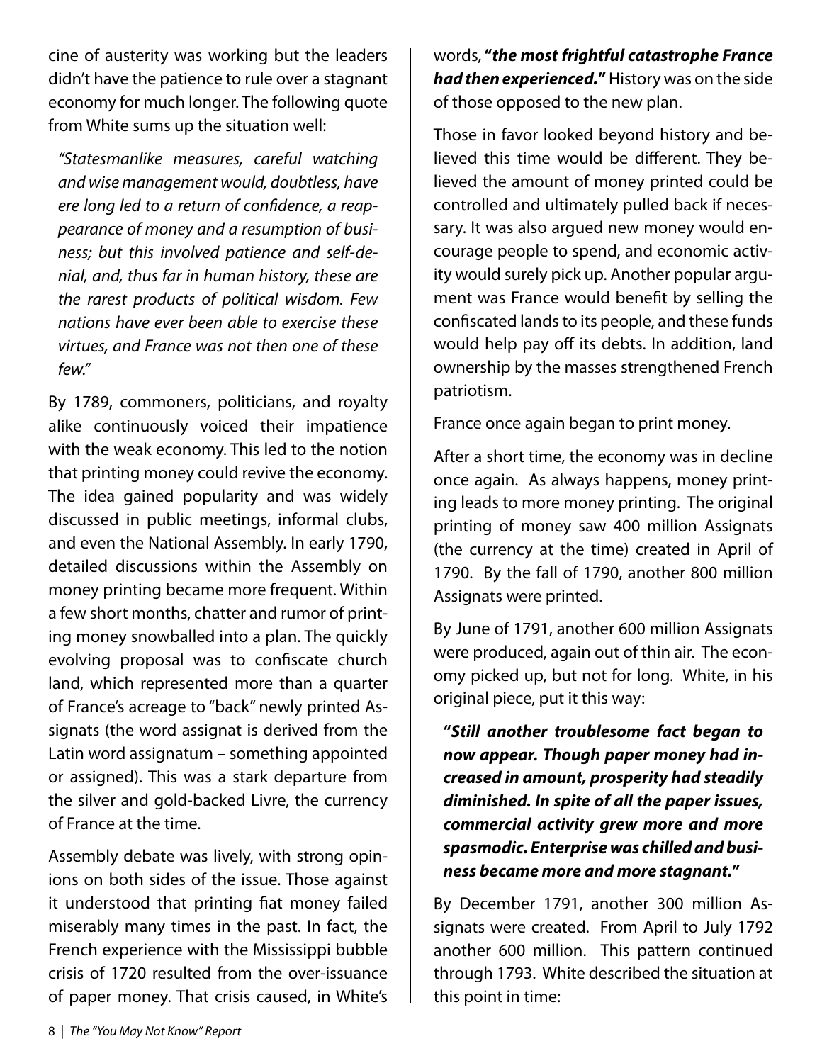cine of austerity was working but the leaders didn't have the patience to rule over a stagnant economy for much longer. The following quote from White sums up the situation well:

> *"Statesmanlike measures, careful watching and wise management would, doubtless, have ere long led to a return of confidence, a reappearance of money and a resumption of business; but this involved patience and self-denial, and, thus far in human history, these are the rarest products of political wisdom. Few nations have ever been able to exercise these virtues, and France was not then one of these few."*

By 1789, commoners, politicians, and royalty alike continuously voiced their impatience with the weak economy. This led to the notion that printing money could revive the economy. The idea gained popularity and was widely discussed in public meetings, informal clubs, and even the National Assembly. In early 1790, detailed discussions within the Assembly on money printing became more frequent. Within a few short months, chatter and rumor of printing money snowballed into a plan. The quickly evolving proposal was to confiscate church land, which represented more than a quarter of France's acreage to "back" newly printed Assignats (the word assignat is derived from the Latin word assignatum – something appointed or assigned). This was a stark departure from the silver and gold-backed Livre, the currency of France at the time.

Assembly debate was lively, with strong opinions on both sides of the issue. Those against it understood that printing fiat money failed miserably many times in the past. In fact, the French experience with the Mississippi bubble crisis of 1720 resulted from the over-issuance of paper money. That crisis caused, in White's words, **"*the most frightful catastrophe France had then experienced.*"** History was on the side of those opposed to the new plan.

Those in favor looked beyond history and believed this time would be different. They believed the amount of money printed could be controlled and ultimately pulled back if necessary. It was also argued new money would encourage people to spend, and economic activity would surely pick up. Another popular argument was France would benefit by selling the confiscated lands to its people, and these funds would help pay off its debts. In addition, land ownership by the masses strengthened French patriotism.

France once again began to print money.

After a short time, the economy was in decline once again. As always happens, money printing leads to more money printing. The original printing of money saw 400 million Assignats (the currency at the time) created in April of 1790. By the fall of 1790, another 800 million Assignats were printed.

By June of 1791, another 600 million Assignats were produced, again out of thin air. The economy picked up, but not for long. White, in his original piece, put it this way:

> **"*Still another troublesome fact began to now appear. Though paper money had increased in amount, prosperity had steadily diminished. In spite of all the paper issues, commercial activity grew more and more spasmodic. Enterprise was chilled and business became more and more stagnant.*"**

By December 1791, another 300 million Assignats were created. From April to July 1792 another 600 million. This pattern continued through 1793. White described the situation at this point in time: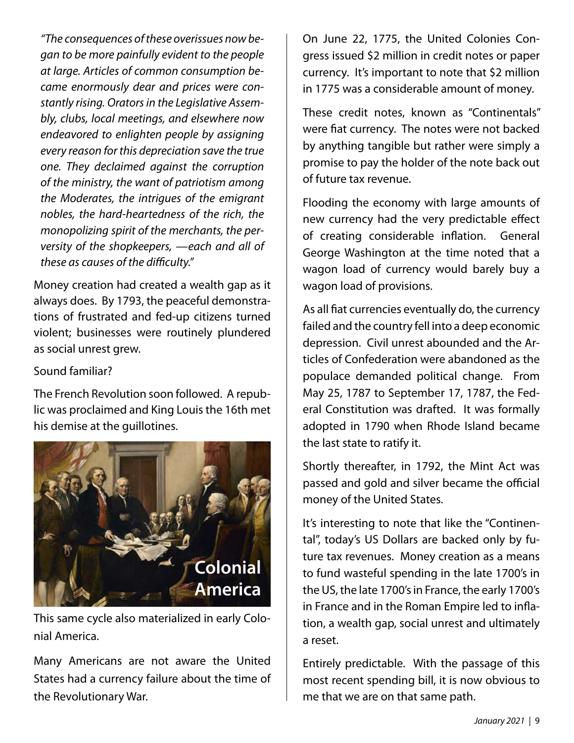*"The consequences of these overissues now began to be more painfully evident to the people at large. Articles of common consumption became enormously dear and prices were constantly rising. Orators in the Legislative Assembly, clubs, local meetings, and elsewhere now endeavored to enlighten people by assigning every reason for this depreciation save the true one. They declaimed against the corruption of the ministry, the want of patriotism among the Moderates, the intrigues of the emigrant nobles, the hard-heartedness of the rich, the monopolizing spirit of the merchants, the perversity of the shopkeepers, —each and all of these as causes of the difficulty."*

Money creation had created a wealth gap as it always does. By 1793, the peaceful demonstrations of frustrated and fed-up citizens turned violent; businesses were routinely plundered as social unrest grew.

Sound familiar?

The French Revolution soon followed. A republic was proclaimed and King Louis the 16th met his demise at the guillotines.

**Colonial America**

This same cycle also materialized in early Colonial America.

Many Americans are not aware the United States had a currency failure about the time of the Revolutionary War.

On June 22, 1775, the United Colonies Congress issued $2 million in credit notes or paper currency. It's important to note that $2 million in 1775 was a considerable amount of money.

These credit notes, known as "Continentals" were fiat currency. The notes were not backed by anything tangible but rather were simply a promise to pay the holder of the note back out of future tax revenue.

Flooding the economy with large amounts of new currency had the very predictable effect of creating considerable inflation. General George Washington at the time noted that a wagon load of currency would barely buy a wagon load of provisions.

As all fiat currencies eventually do, the currency failed and the country fell into a deep economic depression. Civil unrest abounded and the Articles of Confederation were abandoned as the populace demanded political change. From May 25, 1787 to September 17, 1787, the Federal Constitution was drafted. It was formally adopted in 1790 when Rhode Island became the last state to ratify it.

Shortly thereafter, in 1792, the Mint Act was passed and gold and silver became the official money of the United States.

It's interesting to note that like the "Continental", today's US Dollars are backed only by future tax revenues. Money creation as a means to fund wasteful spending in the late 1700's in the US, the late 1700's in France, the early 1700's in France and in the Roman Empire led to inflation, a wealth gap, social unrest and ultimately a reset.

Entirely predictable. With the passage of this most recent spending bill, it is now obvious to me that we are on that same path.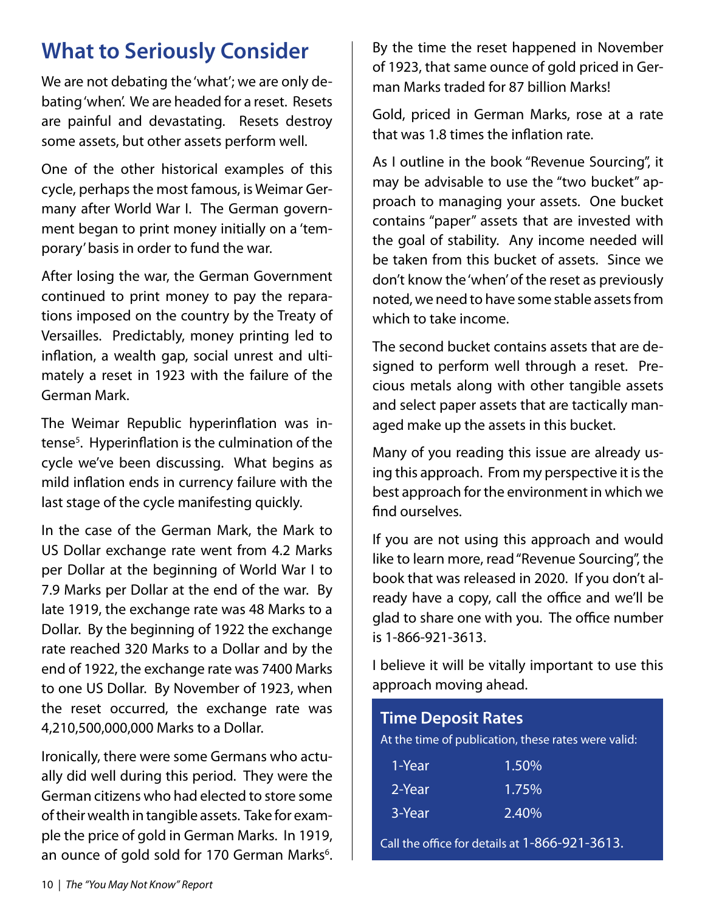## What to Seriously Consider

We are not debating the 'what'; we are only debating 'when'. We are headed for a reset. Resets are painful and devastating. Resets destroy some assets, but other assets perform well.

One of the other historical examples of this cycle, perhaps the most famous, is Weimar Germany after World War I. The German government began to print money initially on a 'temporary' basis in order to fund the war.

After losing the war, the German Government continued to print money to pay the reparations imposed on the country by the Treaty of Versailles. Predictably, money printing led to inflation, a wealth gap, social unrest and ultimately a reset in 1923 with the failure of the German Mark.

The Weimar Republic hyperinflation was intense[5]. Hyperinflation is the culmination of the cycle we've been discussing. What begins as mild inflation ends in currency failure with the last stage of the cycle manifesting quickly.

In the case of the German Mark, the Mark to US Dollar exchange rate went from 4.2 Marks per Dollar at the beginning of World War I to 7.9 Marks per Dollar at the end of the war. By late 1919, the exchange rate was 48 Marks to a Dollar. By the beginning of 1922 the exchange rate reached 320 Marks to a Dollar and by the end of 1922, the exchange rate was 7400 Marks to one US Dollar. By November of 1923, when the reset occurred, the exchange rate was 4,210,500,000,000 Marks to a Dollar.

Ironically, there were some Germans who actually did well during this period. They were the German citizens who had elected to store some of their wealth in tangible assets. Take for example the price of gold in German Marks. In 1919, an ounce of gold sold for 170 German Marks[6]. By the time the reset happened in November of 1923, that same ounce of gold priced in German Marks traded for 87 billion Marks!

Gold, priced in German Marks, rose at a rate that was 1.8 times the inflation rate.

As I outline in the book "Revenue Sourcing", it may be advisable to use the "two bucket" approach to managing your assets. One bucket contains "paper" assets that are invested with the goal of stability. Any income needed will be taken from this bucket of assets. Since we don't know the 'when' of the reset as previously noted, we need to have some stable assets from which to take income.

The second bucket contains assets that are designed to perform well through a reset. Precious metals along with other tangible assets and select paper assets that are tactically managed make up the assets in this bucket.

Many of you reading this issue are already using this approach. From my perspective it is the best approach for the environment in which we find ourselves.

If you are not using this approach and would like to learn more, read "Revenue Sourcing", the book that was released in 2020. If you don't already have a copy, call the office and we'll be glad to share one with you. The office number is 1-866-921-3613.

I believe it will be vitally important to use this approach moving ahead.

### Time Deposit Rates

At the time of publication, these rates were valid:

| | |
|---|---|
| 1-Year | 1.50% |
| 2-Year | 1.75% |
| 3-Year | 2.40% |

Call the office for details at 1-866-921-3613.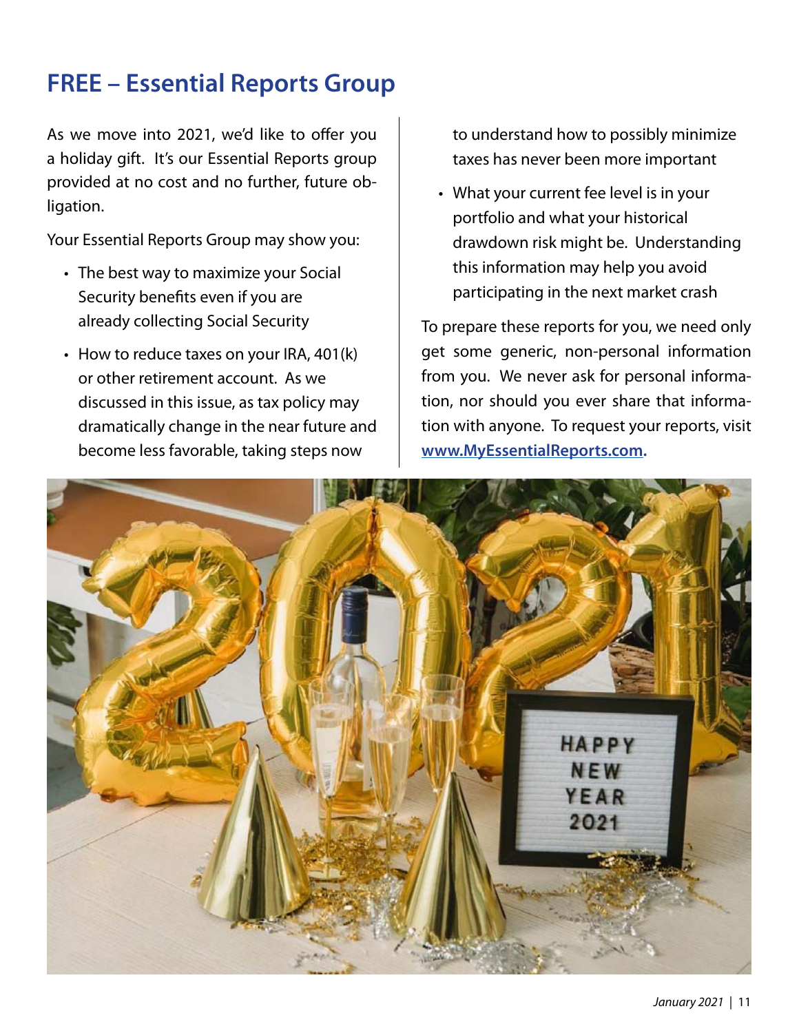## FREE – Essential Reports Group

As we move into 2021, we'd like to offer you a holiday gift. It's our Essential Reports group provided at no cost and no further, future obligation.

Your Essential Reports Group may show you:

- The best way to maximize your Social Security benefits even if you are already collecting Social Security
- How to reduce taxes on your IRA, 401(k) or other retirement account. As we discussed in this issue, as tax policy may dramatically change in the near future and become less favorable, taking steps now to understand how to possibly minimize taxes has never been more important
- What your current fee level is in your portfolio and what your historical drawdown risk might be. Understanding this information may help you avoid participating in the next market crash

To prepare these reports for you, we need only get some generic, non-personal information from you. We never ask for personal information, nor should you ever share that information with anyone. To request your reports, visit **www.MyEssentialReports.com.**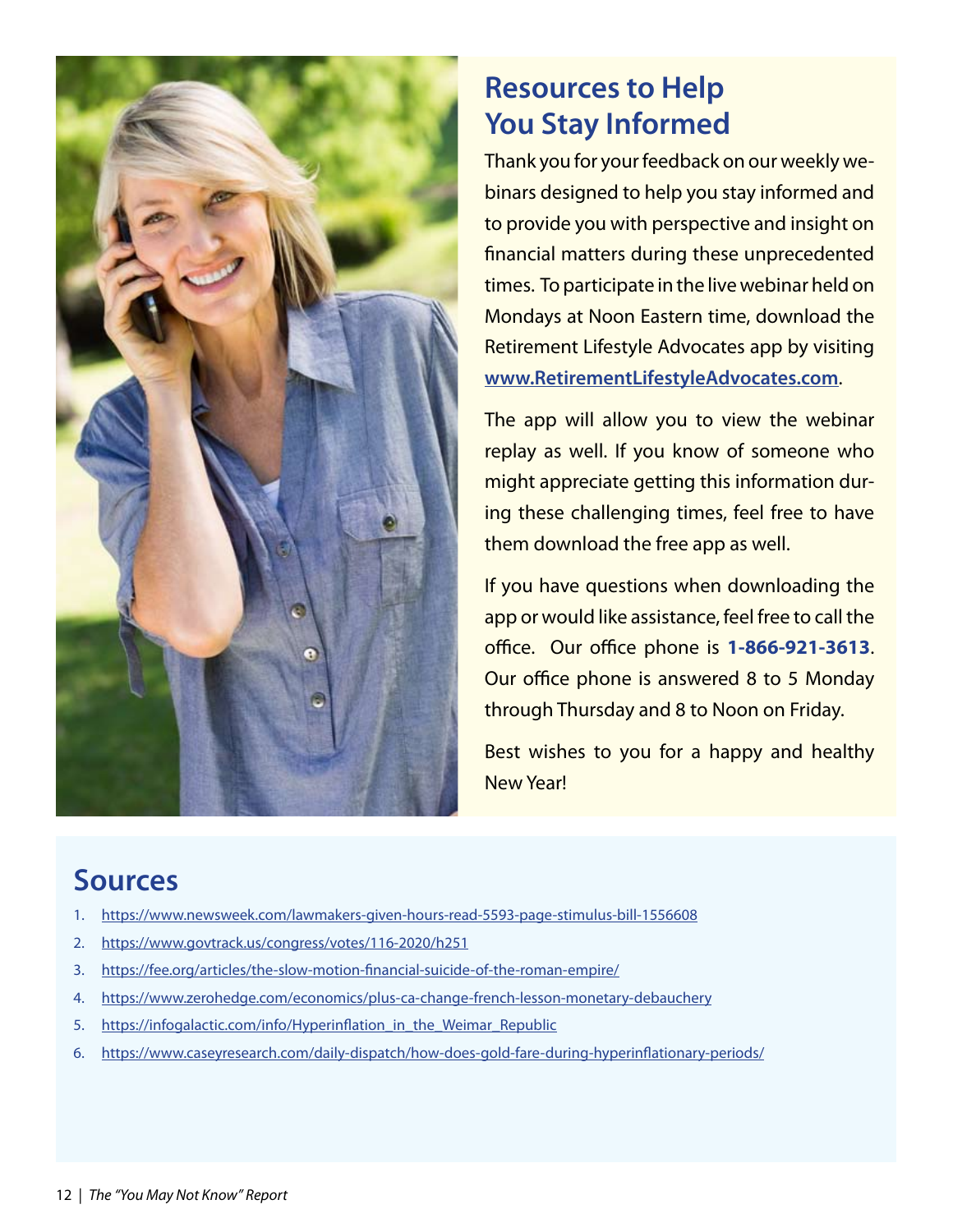## Resources to Help You Stay Informed

Thank you for your feedback on our weekly webinars designed to help you stay informed and to provide you with perspective and insight on financial matters during these unprecedented times. To participate in the live webinar held on Mondays at Noon Eastern time, download the Retirement Lifestyle Advocates app by visiting www.RetirementLifestyleAdvocates.com.

The app will allow you to view the webinar replay as well. If you know of someone who might appreciate getting this information during these challenging times, feel free to have them download the free app as well.

If you have questions when downloading the app or would like assistance, feel free to call the office. Our office phone is **1-866-921-3613**. Our office phone is answered 8 to 5 Monday through Thursday and 8 to Noon on Friday.

Best wishes to you for a happy and healthy New Year!

## Sources

1. https://www.newsweek.com/lawmakers-given-hours-read-5593-page-stimulus-bill-1556608
2. https://www.govtrack.us/congress/votes/116-2020/h251
3. https://fee.org/articles/the-slow-motion-financial-suicide-of-the-roman-empire/
4. https://www.zerohedge.com/economics/plus-ca-change-french-lesson-monetary-debauchery
5. https://infogalactic.com/info/Hyperinflation_in_the_Weimar_Republic
6. https://www.caseyresearch.com/daily-dispatch/how-does-gold-fare-during-hyperinflationary-periods/